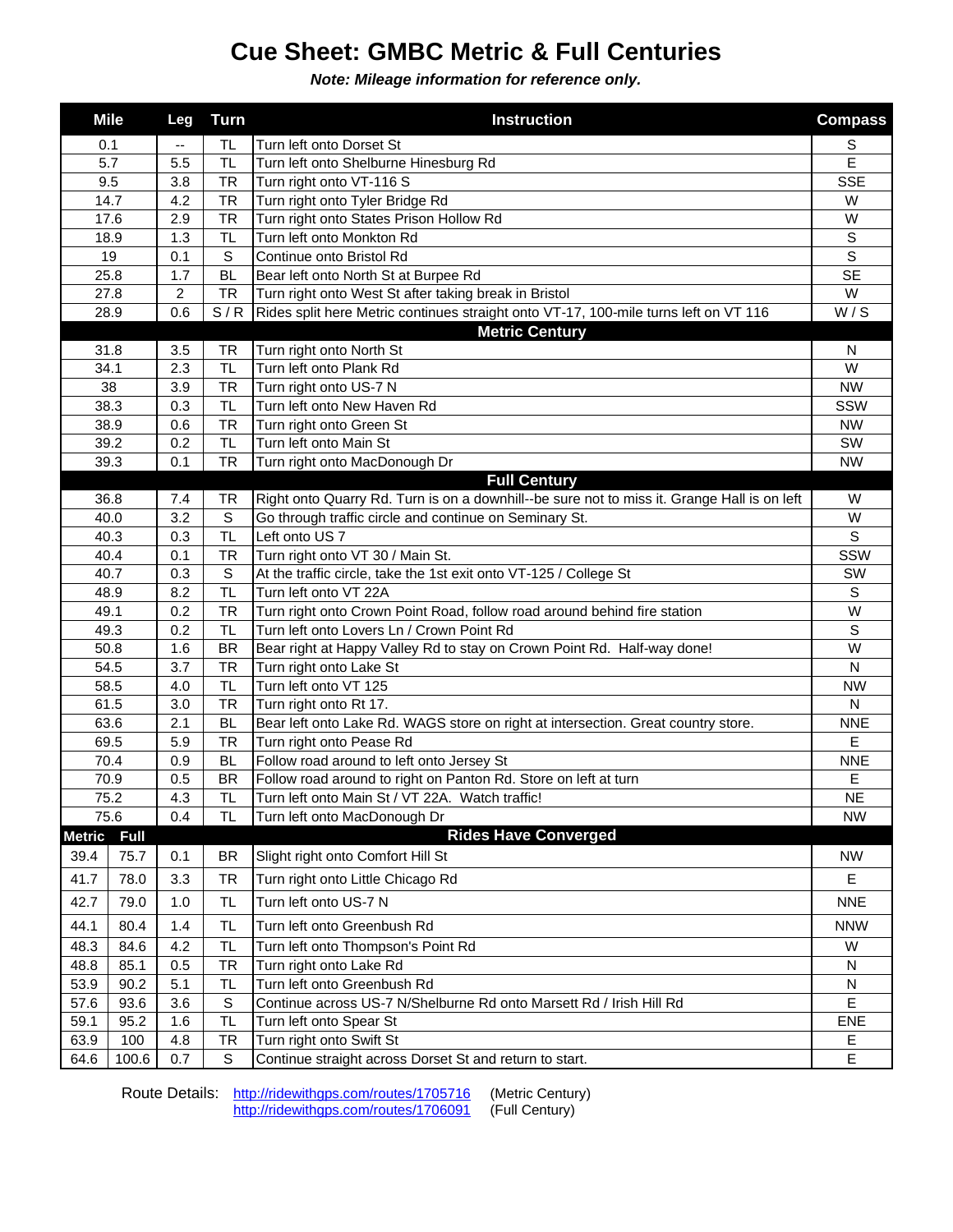# Cue Sheet: GMBC Metric & Full Centuries

***Note: Mileage information for reference only.***

| Mile | Leg | Turn | Instruction | Compass |
|---|---|---|---|---|
| 0.1 | -- | TL | Turn left onto Dorset St | S |
| 5.7 | 5.5 | TL | Turn left onto Shelburne Hinesburg Rd | E |
| 9.5 | 3.8 | TR | Turn right onto VT-116 S | SSE |
| 14.7 | 4.2 | TR | Turn right onto Tyler Bridge Rd | W |
| 17.6 | 2.9 | TR | Turn right onto States Prison Hollow Rd | W |
| 18.9 | 1.3 | TL | Turn left onto Monkton Rd | S |
| 19 | 0.1 | S | Continue onto Bristol Rd | S |
| 25.8 | 1.7 | BL | Bear left onto North St at Burpee Rd | SE |
| 27.8 | 2 | TR | Turn right onto West St after taking break in Bristol | W |
| 28.9 | 0.6 | S / R | Rides split here Metric continues straight onto VT-17, 100-mile turns left on VT 116 | W / S |
| | | | **Metric Century** | |
| 31.8 | 3.5 | TR | Turn right onto North St | N |
| 34.1 | 2.3 | TL | Turn left onto Plank Rd | W |
| 38 | 3.9 | TR | Turn right onto US-7 N | NW |
| 38.3 | 0.3 | TL | Turn left onto New Haven Rd | SSW |
| 38.9 | 0.6 | TR | Turn right onto Green St | NW |
| 39.2 | 0.2 | TL | Turn left onto Main St | SW |
| 39.3 | 0.1 | TR | Turn right onto MacDonough Dr | NW |
| | | | **Full Century** | |
| 36.8 | 7.4 | TR | Right onto Quarry Rd. Turn is on a downhill--be sure not to miss it. Grange Hall is on left | W |
| 40.0 | 3.2 | S | Go through traffic circle and continue on Seminary St. | W |
| 40.3 | 0.3 | TL | Left onto US 7 | S |
| 40.4 | 0.1 | TR | Turn right onto VT 30 / Main St. | SSW |
| 40.7 | 0.3 | S | At the traffic circle, take the 1st exit onto VT-125 / College St | SW |
| 48.9 | 8.2 | TL | Turn left onto VT 22A | S |
| 49.1 | 0.2 | TR | Turn right onto Crown Point Road, follow road around behind fire station | W |
| 49.3 | 0.2 | TL | Turn left onto Lovers Ln / Crown Point Rd | S |
| 50.8 | 1.6 | BR | Bear right at Happy Valley Rd to stay on Crown Point Rd. Half-way done! | W |
| 54.5 | 3.7 | TR | Turn right onto Lake St | N |
| 58.5 | 4.0 | TL | Turn left onto VT 125 | NW |
| 61.5 | 3.0 | TR | Turn right onto Rt 17. | N |
| 63.6 | 2.1 | BL | Bear left onto Lake Rd. WAGS store on right at intersection. Great country store. | NNE |
| 69.5 | 5.9 | TR | Turn right onto Pease Rd | E |
| 70.4 | 0.9 | BL | Follow road around to left onto Jersey St | NNE |
| 70.9 | 0.5 | BR | Follow road around to right on Panton Rd. Store on left at turn | E |
| 75.2 | 4.3 | TL | Turn left onto Main St / VT 22A. Watch traffic! | NE |
| 75.6 | 0.4 | TL | Turn left onto MacDonough Dr | NW |

| Metric | Full | Leg | Turn | Rides Have Converged | Compass |
|---|---|---|---|---|---|
| 39.4 | 75.7 | 0.1 | BR | Slight right onto Comfort Hill St | NW |
| 41.7 | 78.0 | 3.3 | TR | Turn right onto Little Chicago Rd | E |
| 42.7 | 79.0 | 1.0 | TL | Turn left onto US-7 N | NNE |
| 44.1 | 80.4 | 1.4 | TL | Turn left onto Greenbush Rd | NNW |
| 48.3 | 84.6 | 4.2 | TL | Turn left onto Thompson's Point Rd | W |
| 48.8 | 85.1 | 0.5 | TR | Turn right onto Lake Rd | N |
| 53.9 | 90.2 | 5.1 | TL | Turn left onto Greenbush Rd | N |
| 57.6 | 93.6 | 3.6 | S | Continue across US-7 N/Shelburne Rd onto Marsett Rd / Irish Hill Rd | E |
| 59.1 | 95.2 | 1.6 | TL | Turn left onto Spear St | ENE |
| 63.9 | 100 | 4.8 | TR | Turn right onto Swift St | E |
| 64.6 | 100.6 | 0.7 | S | Continue straight across Dorset St and return to start. | E |

Route Details: http://ridewithgps.com/routes/1705716 (Metric Century)
http://ridewithgps.com/routes/1706091 (Full Century)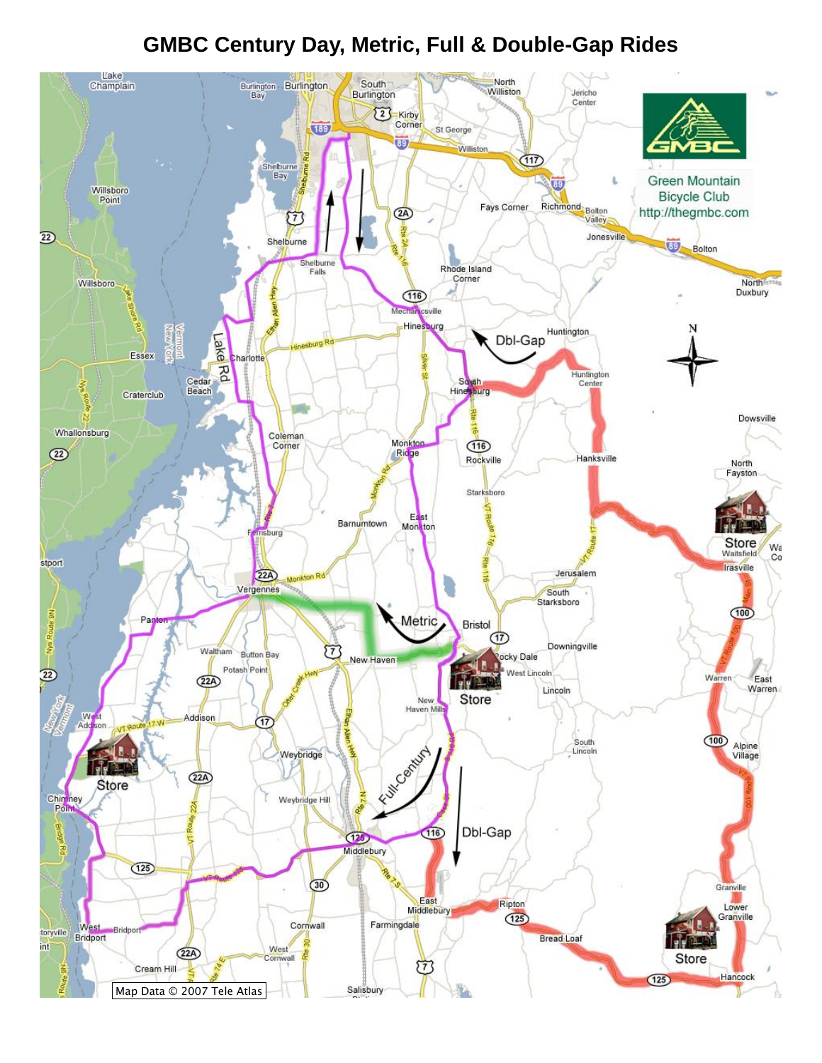# GMBC Century Day, Metric, Full & Double-Gap Rides

Green Mountain Bicycle Club
http://thegmbc.com

Dbl-Gap

Metric

Full-Century

Dbl-Gap

Store

Store

Store

Store

Map Data © 2007 Tele Atlas